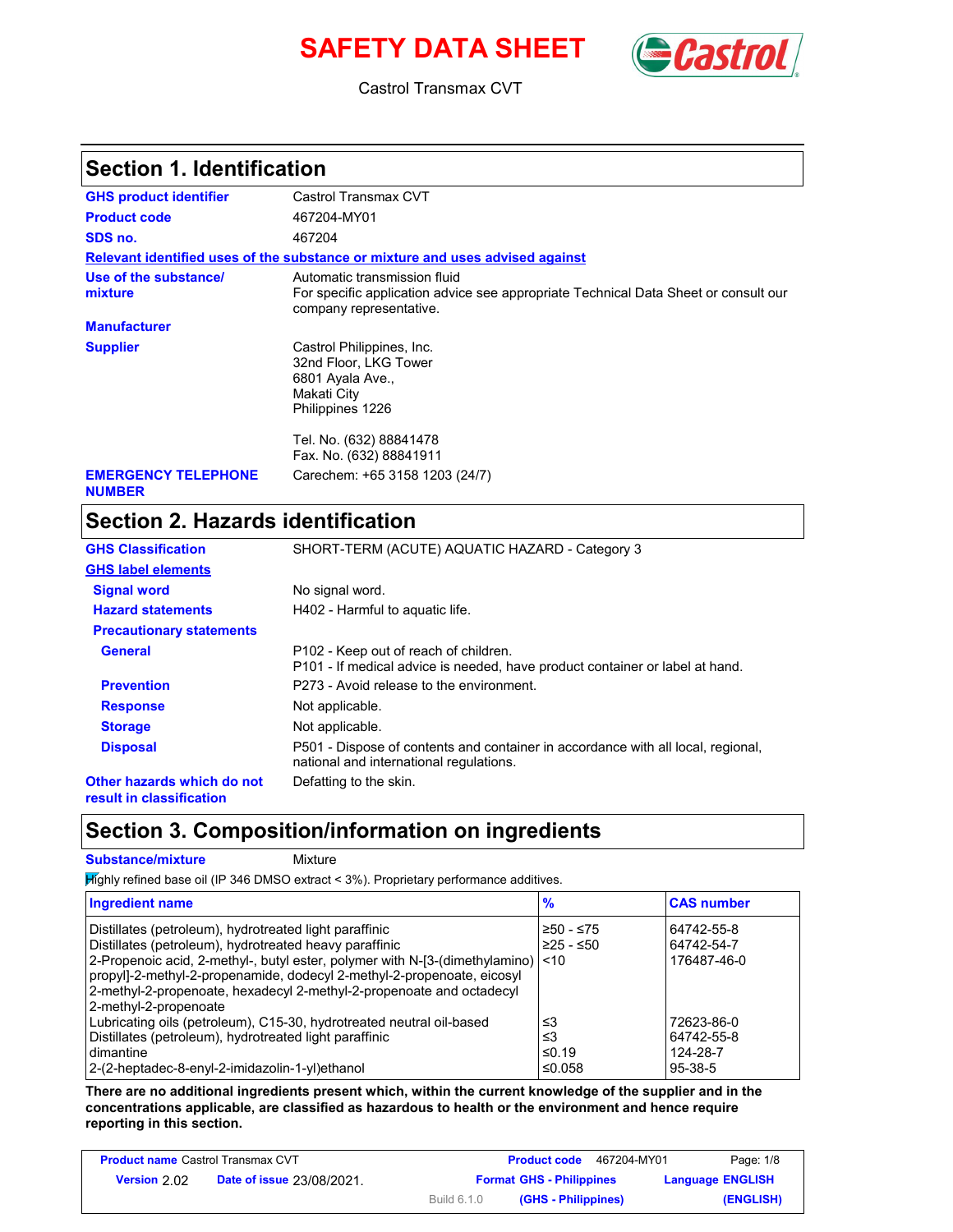# SAFETY DATA SHEET

Castrol Transmax CVT

## Section 1. Identification

| | |
|---|---|
| **GHS product identifier** | Castrol Transmax CVT |
| **Product code** | 467204-MY01 |
| **SDS no.** | 467204 |

**Relevant identified uses of the substance or mixture and uses advised against**

| | |
|---|---|
| **Use of the substance/ mixture** | Automatic transmission fluid<br>For specific application advice see appropriate Technical Data Sheet or consult our company representative. |
| **Manufacturer** | |
| **Supplier** | Castrol Philippines, Inc.<br>32nd Floor, LKG Tower<br>6801 Ayala Ave.,<br>Makati City<br>Philippines 1226<br><br>Tel. No. (632) 88841478<br>Fax. No. (632) 88841911 |
| **EMERGENCY TELEPHONE NUMBER** | Carechem: +65 3158 1203 (24/7) |

## Section 2. Hazards identification

| | |
|---|---|
| **GHS Classification** | SHORT-TERM (ACUTE) AQUATIC HAZARD - Category 3 |

**GHS label elements**

| | |
|---|---|
| **Signal word** | No signal word. |
| **Hazard statements** | H402 - Harmful to aquatic life. |

**Precautionary statements**

| | |
|---|---|
| **General** | P102 - Keep out of reach of children.<br>P101 - If medical advice is needed, have product container or label at hand. |
| **Prevention** | P273 - Avoid release to the environment. |
| **Response** | Not applicable. |
| **Storage** | Not applicable. |
| **Disposal** | P501 - Dispose of contents and container in accordance with all local, regional, national and international regulations. |
| **Other hazards which do not result in classification** | Defatting to the skin. |

## Section 3. Composition/information on ingredients

**Substance/mixture** Mixture

Highly refined base oil (IP 346 DMSO extract < 3%). Proprietary performance additives.

| Ingredient name | % | CAS number |
|---|---|---|
| Distillates (petroleum), hydrotreated light paraffinic | ≥50 - ≤75 | 64742-55-8 |
| Distillates (petroleum), hydrotreated heavy paraffinic | ≥25 - ≤50 | 64742-54-7 |
| 2-Propenoic acid, 2-methyl-, butyl ester, polymer with N-[3-(dimethylamino) propyl]-2-methyl-2-propenamide, dodecyl 2-methyl-2-propenoate, eicosyl 2-methyl-2-propenoate, hexadecyl 2-methyl-2-propenoate and octadecyl 2-methyl-2-propenoate | <10 | 176487-46-0 |
| Lubricating oils (petroleum), C15-30, hydrotreated neutral oil-based | ≤3 | 72623-86-0 |
| Distillates (petroleum), hydrotreated light paraffinic | ≤3 | 64742-55-8 |
| dimantine | ≤0.19 | 124-28-7 |
| 2-(2-heptadec-8-enyl-2-imidazolin-1-yl)ethanol | ≤0.058 | 95-38-5 |

**There are no additional ingredients present which, within the current knowledge of the supplier and in the concentrations applicable, are classified as hazardous to health or the environment and hence require reporting in this section.**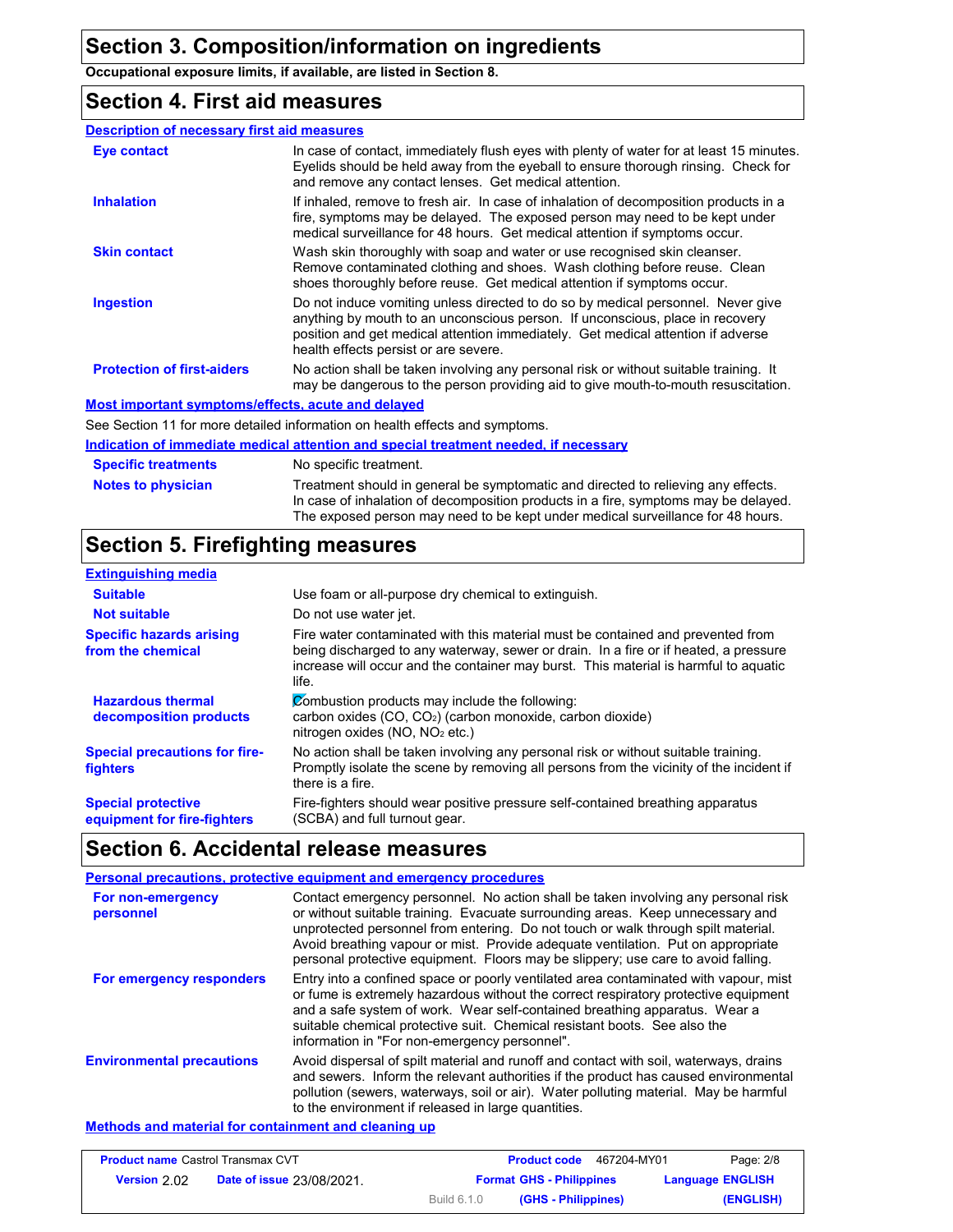## Section 3. Composition/information on ingredients

**Occupational exposure limits, if available, are listed in Section 8.**

## Section 4. First aid measures

**Description of necessary first aid measures**

| | |
|---|---|
| **Eye contact** | In case of contact, immediately flush eyes with plenty of water for at least 15 minutes. Eyelids should be held away from the eyeball to ensure thorough rinsing. Check for and remove any contact lenses. Get medical attention. |
| **Inhalation** | If inhaled, remove to fresh air. In case of inhalation of decomposition products in a fire, symptoms may be delayed. The exposed person may need to be kept under medical surveillance for 48 hours. Get medical attention if symptoms occur. |
| **Skin contact** | Wash skin thoroughly with soap and water or use recognised skin cleanser. Remove contaminated clothing and shoes. Wash clothing before reuse. Clean shoes thoroughly before reuse. Get medical attention if symptoms occur. |
| **Ingestion** | Do not induce vomiting unless directed to do so by medical personnel. Never give anything by mouth to an unconscious person. If unconscious, place in recovery position and get medical attention immediately. Get medical attention if adverse health effects persist or are severe. |
| **Protection of first-aiders** | No action shall be taken involving any personal risk or without suitable training. It may be dangerous to the person providing aid to give mouth-to-mouth resuscitation. |

**Most important symptoms/effects, acute and delayed**

See Section 11 for more detailed information on health effects and symptoms.

**Indication of immediate medical attention and special treatment needed, if necessary**

| | |
|---|---|
| **Specific treatments** | No specific treatment. |
| **Notes to physician** | Treatment should in general be symptomatic and directed to relieving any effects. In case of inhalation of decomposition products in a fire, symptoms may be delayed. The exposed person may need to be kept under medical surveillance for 48 hours. |

## Section 5. Firefighting measures

**Extinguishing media**

| | |
|---|---|
| **Suitable** | Use foam or all-purpose dry chemical to extinguish. |
| **Not suitable** | Do not use water jet. |
| **Specific hazards arising from the chemical** | Fire water contaminated with this material must be contained and prevented from being discharged to any waterway, sewer or drain. In a fire or if heated, a pressure increase will occur and the container may burst. This material is harmful to aquatic life. |
| **Hazardous thermal decomposition products** | Combustion products may include the following: carbon oxides (CO, $CO_2$) (carbon monoxide, carbon dioxide) nitrogen oxides (NO, $NO_2$ etc.) |
| **Special precautions for fire-fighters** | No action shall be taken involving any personal risk or without suitable training. Promptly isolate the scene by removing all persons from the vicinity of the incident if there is a fire. |
| **Special protective equipment for fire-fighters** | Fire-fighters should wear positive pressure self-contained breathing apparatus (SCBA) and full turnout gear. |

## Section 6. Accidental release measures

**Personal precautions, protective equipment and emergency procedures**

| | |
|---|---|
| **For non-emergency personnel** | Contact emergency personnel. No action shall be taken involving any personal risk or without suitable training. Evacuate surrounding areas. Keep unnecessary and unprotected personnel from entering. Do not touch or walk through spilt material. Avoid breathing vapour or mist. Provide adequate ventilation. Put on appropriate personal protective equipment. Floors may be slippery; use care to avoid falling. |
| **For emergency responders** | Entry into a confined space or poorly ventilated area contaminated with vapour, mist or fume is extremely hazardous without the correct respiratory protective equipment and a safe system of work. Wear self-contained breathing apparatus. Wear a suitable chemical protective suit. Chemical resistant boots. See also the information in "For non-emergency personnel". |
| **Environmental precautions** | Avoid dispersal of spilt material and runoff and contact with soil, waterways, drains and sewers. Inform the relevant authorities if the product has caused environmental pollution (sewers, waterways, soil or air). Water polluting material. May be harmful to the environment if released in large quantities. |

**Methods and material for containment and cleaning up**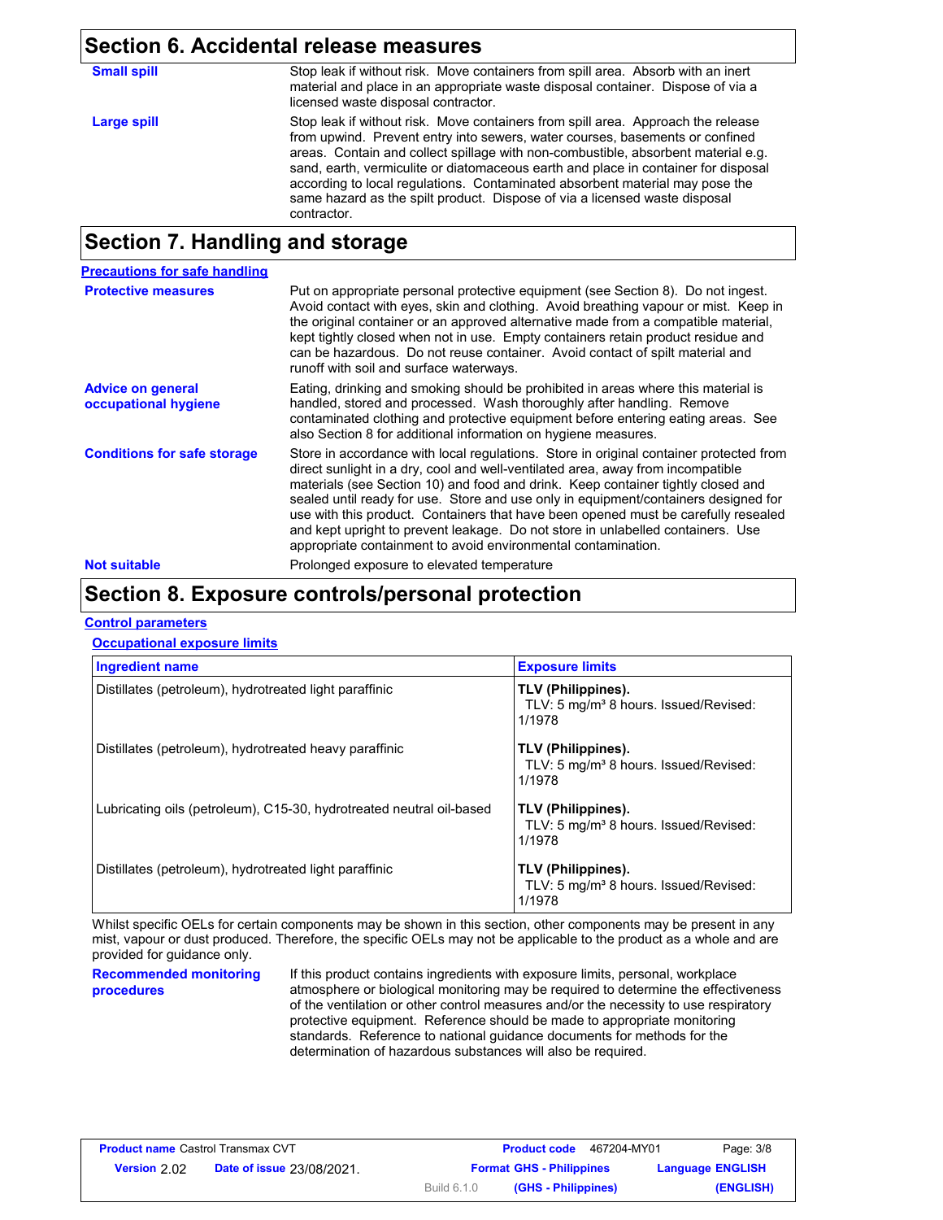## Section 6. Accidental release measures

**Small spill**

Stop leak if without risk. Move containers from spill area. Absorb with an inert material and place in an appropriate waste disposal container. Dispose of via a licensed waste disposal contractor.

**Large spill**

Stop leak if without risk. Move containers from spill area. Approach the release from upwind. Prevent entry into sewers, water courses, basements or confined areas. Contain and collect spillage with non-combustible, absorbent material e.g. sand, earth, vermiculite or diatomaceous earth and place in container for disposal according to local regulations. Contaminated absorbent material may pose the same hazard as the spilt product. Dispose of via a licensed waste disposal contractor.

## Section 7. Handling and storage

**Precautions for safe handling**

**Protective measures**

Put on appropriate personal protective equipment (see Section 8). Do not ingest. Avoid contact with eyes, skin and clothing. Avoid breathing vapour or mist. Keep in the original container or an approved alternative made from a compatible material, kept tightly closed when not in use. Empty containers retain product residue and can be hazardous. Do not reuse container. Avoid contact of spilt material and runoff with soil and surface waterways.

**Advice on general occupational hygiene**

Eating, drinking and smoking should be prohibited in areas where this material is handled, stored and processed. Wash thoroughly after handling. Remove contaminated clothing and protective equipment before entering eating areas. See also Section 8 for additional information on hygiene measures.

**Conditions for safe storage**

Store in accordance with local regulations. Store in original container protected from direct sunlight in a dry, cool and well-ventilated area, away from incompatible materials (see Section 10) and food and drink. Keep container tightly closed and sealed until ready for use. Store and use only in equipment/containers designed for use with this product. Containers that have been opened must be carefully resealed and kept upright to prevent leakage. Do not store in unlabelled containers. Use appropriate containment to avoid environmental contamination.

**Not suitable**

Prolonged exposure to elevated temperature

## Section 8. Exposure controls/personal protection

**Control parameters**

**Occupational exposure limits**

| Ingredient name | Exposure limits |
| --- | --- |
| Distillates (petroleum), hydrotreated light paraffinic | **TLV (Philippines).** TLV: 5 mg/m³ 8 hours. Issued/Revised: 1/1978 |
| Distillates (petroleum), hydrotreated heavy paraffinic | **TLV (Philippines).** TLV: 5 mg/m³ 8 hours. Issued/Revised: 1/1978 |
| Lubricating oils (petroleum), C15-30, hydrotreated neutral oil-based | **TLV (Philippines).** TLV: 5 mg/m³ 8 hours. Issued/Revised: 1/1978 |
| Distillates (petroleum), hydrotreated light paraffinic | **TLV (Philippines).** TLV: 5 mg/m³ 8 hours. Issued/Revised: 1/1978 |

Whilst specific OELs for certain components may be shown in this section, other components may be present in any mist, vapour or dust produced. Therefore, the specific OELs may not be applicable to the product as a whole and are provided for guidance only.

**Recommended monitoring procedures**

If this product contains ingredients with exposure limits, personal, workplace atmosphere or biological monitoring may be required to determine the effectiveness of the ventilation or other control measures and/or the necessity to use respiratory protective equipment. Reference should be made to appropriate monitoring standards. Reference to national guidance documents for methods for the determination of hazardous substances will also be required.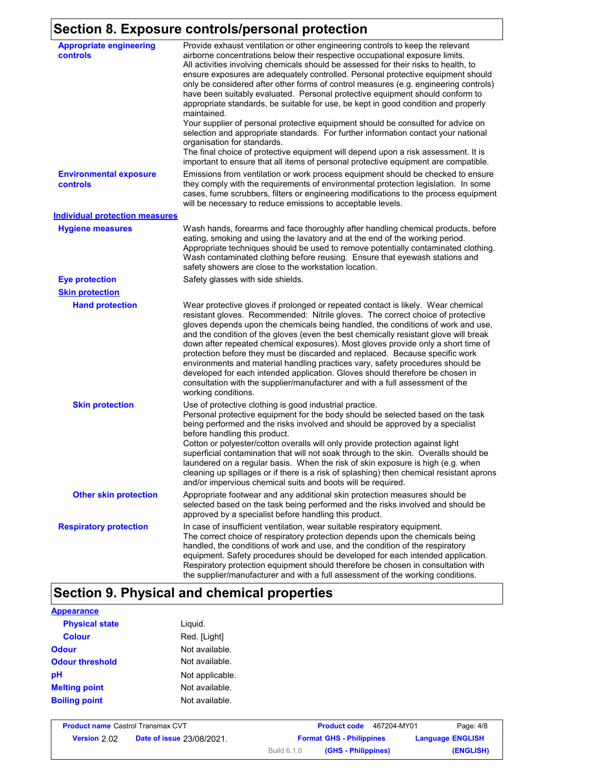## Section 8. Exposure controls/personal protection

**Appropriate engineering controls**

Provide exhaust ventilation or other engineering controls to keep the relevant airborne concentrations below their respective occupational exposure limits.
All activities involving chemicals should be assessed for their risks to health, to ensure exposures are adequately controlled. Personal protective equipment should only be considered after other forms of control measures (e.g. engineering controls) have been suitably evaluated. Personal protective equipment should conform to appropriate standards, be suitable for use, be kept in good condition and properly maintained.
Your supplier of personal protective equipment should be consulted for advice on selection and appropriate standards. For further information contact your national organisation for standards.
The final choice of protective equipment will depend upon a risk assessment. It is important to ensure that all items of personal protective equipment are compatible.

**Environmental exposure controls**

Emissions from ventilation or work process equipment should be checked to ensure they comply with the requirements of environmental protection legislation. In some cases, fume scrubbers, filters or engineering modifications to the process equipment will be necessary to reduce emissions to acceptable levels.

**Individual protection measures**

**Hygiene measures**

Wash hands, forearms and face thoroughly after handling chemical products, before eating, smoking and using the lavatory and at the end of the working period. Appropriate techniques should be used to remove potentially contaminated clothing. Wash contaminated clothing before reusing. Ensure that eyewash stations and safety showers are close to the workstation location.

**Eye protection**

Safety glasses with side shields.

**Skin protection**

**Hand protection**

Wear protective gloves if prolonged or repeated contact is likely. Wear chemical resistant gloves. Recommended: Nitrile gloves. The correct choice of protective gloves depends upon the chemicals being handled, the conditions of work and use, and the condition of the gloves (even the best chemically resistant glove will break down after repeated chemical exposures). Most gloves provide only a short time of protection before they must be discarded and replaced. Because specific work environments and material handling practices vary, safety procedures should be developed for each intended application. Gloves should therefore be chosen in consultation with the supplier/manufacturer and with a full assessment of the working conditions.

**Skin protection**

Use of protective clothing is good industrial practice.
Personal protective equipment for the body should be selected based on the task being performed and the risks involved and should be approved by a specialist before handling this product.
Cotton or polyester/cotton overalls will only provide protection against light superficial contamination that will not soak through to the skin. Overalls should be laundered on a regular basis. When the risk of skin exposure is high (e.g. when cleaning up spillages or if there is a risk of splashing) then chemical resistant aprons and/or impervious chemical suits and boots will be required.

**Other skin protection**

Appropriate footwear and any additional skin protection measures should be selected based on the task being performed and the risks involved and should be approved by a specialist before handling this product.

**Respiratory protection**

In case of insufficient ventilation, wear suitable respiratory equipment.
The correct choice of respiratory protection depends upon the chemicals being handled, the conditions of work and use, and the condition of the respiratory equipment. Safety procedures should be developed for each intended application. Respiratory protection equipment should therefore be chosen in consultation with the supplier/manufacturer and with a full assessment of the working conditions.

## Section 9. Physical and chemical properties

**Appearance**

| Property | Value |
|---|---|
| Physical state | Liquid. |
| Colour | Red. [Light] |
| Odour | Not available. |
| Odour threshold | Not available. |
| pH | Not applicable. |
| Melting point | Not available. |
| Boiling point | Not available. |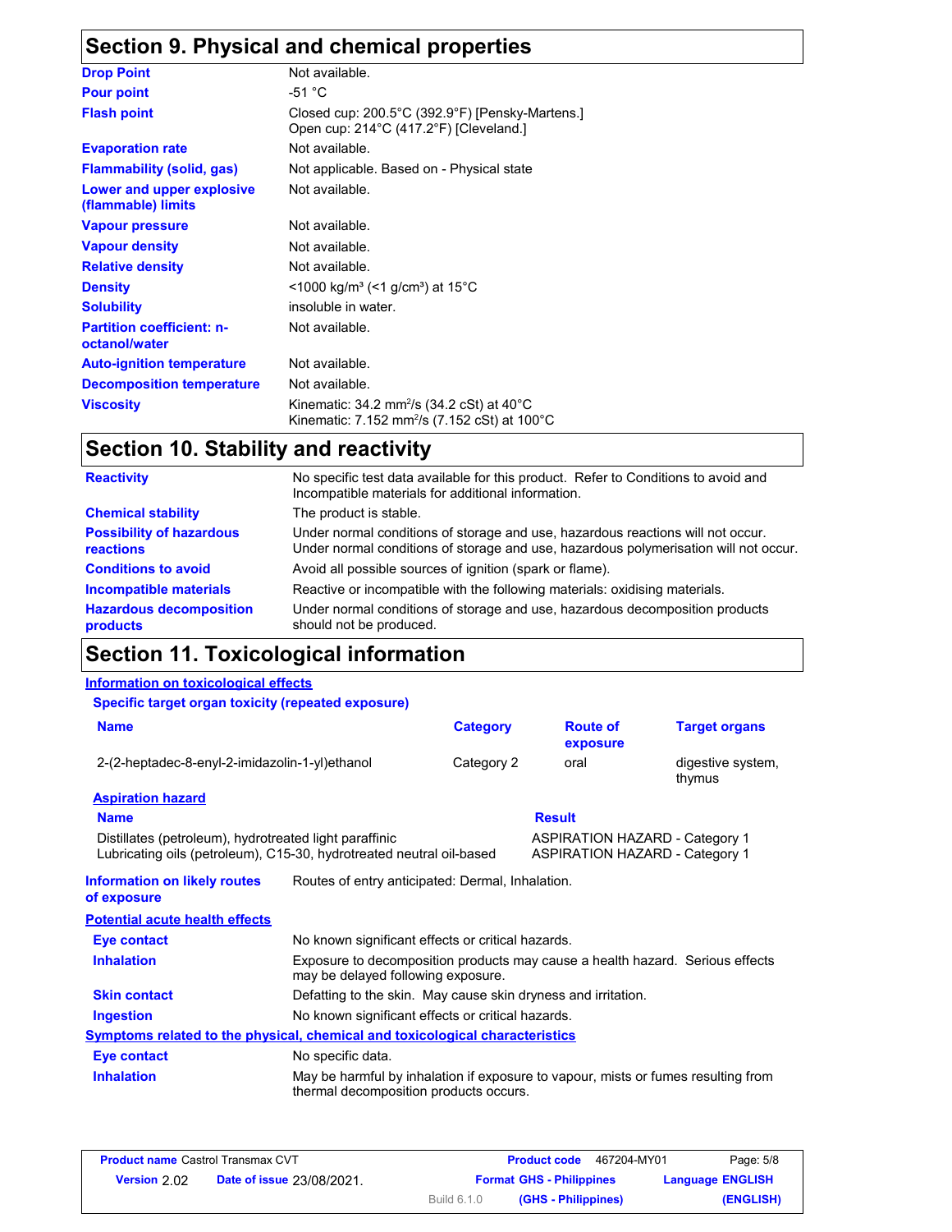## Section 9. Physical and chemical properties

| | |
|---|---|
| **Drop Point** | Not available. |
| **Pour point** | -51 °C |
| **Flash point** | Closed cup: 200.5°C (392.9°F) [Pensky-Martens.]<br>Open cup: 214°C (417.2°F) [Cleveland.] |
| **Evaporation rate** | Not available. |
| **Flammability (solid, gas)** | Not applicable. Based on - Physical state |
| **Lower and upper explosive (flammable) limits** | Not available. |
| **Vapour pressure** | Not available. |
| **Vapour density** | Not available. |
| **Relative density** | Not available. |
| **Density** | <1000 kg/m³ (<1 g/cm³) at 15°C |
| **Solubility** | insoluble in water. |
| **Partition coefficient: n-octanol/water** | Not available. |
| **Auto-ignition temperature** | Not available. |
| **Decomposition temperature** | Not available. |
| **Viscosity** | Kinematic: 34.2 mm²/s (34.2 cSt) at 40°C<br>Kinematic: 7.152 mm²/s (7.152 cSt) at 100°C |

## Section 10. Stability and reactivity

| | |
|---|---|
| **Reactivity** | No specific test data available for this product. Refer to Conditions to avoid and Incompatible materials for additional information. |
| **Chemical stability** | The product is stable. |
| **Possibility of hazardous reactions** | Under normal conditions of storage and use, hazardous reactions will not occur.<br>Under normal conditions of storage and use, hazardous polymerisation will not occur. |
| **Conditions to avoid** | Avoid all possible sources of ignition (spark or flame). |
| **Incompatible materials** | Reactive or incompatible with the following materials: oxidising materials. |
| **Hazardous decomposition products** | Under normal conditions of storage and use, hazardous decomposition products should not be produced. |

## Section 11. Toxicological information

### Information on toxicological effects

**Specific target organ toxicity (repeated exposure)**

| Name | Category | Route of exposure | Target organs |
|---|---|---|---|
| 2-(2-heptadec-8-enyl-2-imidazolin-1-yl)ethanol | Category 2 | oral | digestive system, thymus |

**Aspiration hazard**

| Name | Result |
|---|---|
| Distillates (petroleum), hydrotreated light paraffinic | ASPIRATION HAZARD - Category 1 |
| Lubricating oils (petroleum), C15-30, hydrotreated neutral oil-based | ASPIRATION HAZARD - Category 1 |

**Information on likely routes of exposure**: Routes of entry anticipated: Dermal, Inhalation.

**Potential acute health effects**

| | |
|---|---|
| **Eye contact** | No known significant effects or critical hazards. |
| **Inhalation** | Exposure to decomposition products may cause a health hazard. Serious effects may be delayed following exposure. |
| **Skin contact** | Defatting to the skin. May cause skin dryness and irritation. |
| **Ingestion** | No known significant effects or critical hazards. |

**Symptoms related to the physical, chemical and toxicological characteristics**

| | |
|---|---|
| **Eye contact** | No specific data. |
| **Inhalation** | May be harmful by inhalation if exposure to vapour, mists or fumes resulting from thermal decomposition products occurs. |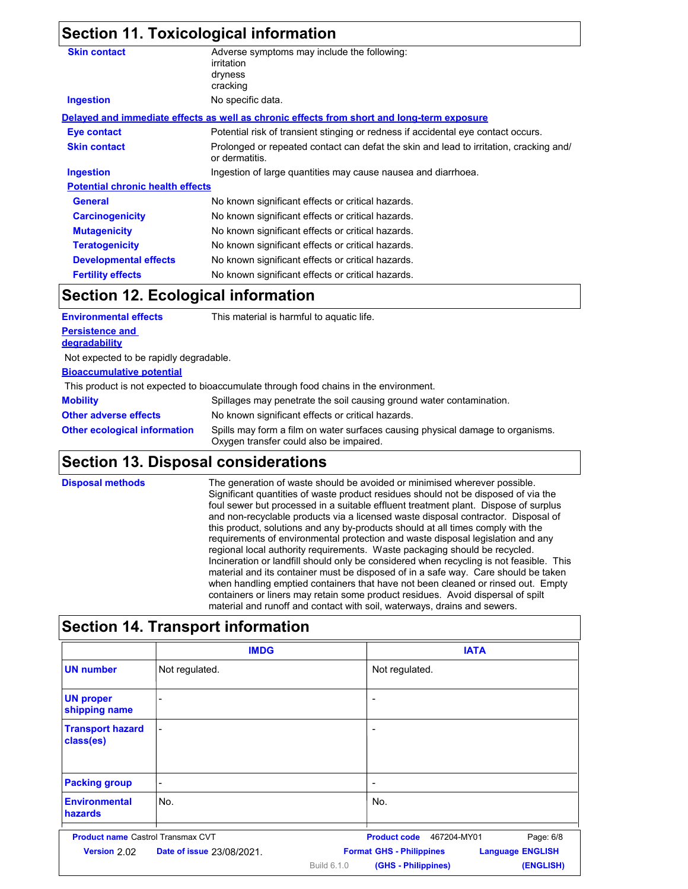## Section 11. Toxicological information

**Skin contact** Adverse symptoms may include the following:
irritation
dryness
cracking

**Ingestion** No specific data.

**Delayed and immediate effects as well as chronic effects from short and long-term exposure**

**Eye contact** Potential risk of transient stinging or redness if accidental eye contact occurs.

**Skin contact** Prolonged or repeated contact can defat the skin and lead to irritation, cracking and/or dermatitis.

**Ingestion** Ingestion of large quantities may cause nausea and diarrhoea.

**Potential chronic health effects**

**General** No known significant effects or critical hazards.

**Carcinogenicity** No known significant effects or critical hazards.

**Mutagenicity** No known significant effects or critical hazards.

**Teratogenicity** No known significant effects or critical hazards.

**Developmental effects** No known significant effects or critical hazards.

**Fertility effects** No known significant effects or critical hazards.

## Section 12. Ecological information

**Environmental effects** This material is harmful to aquatic life.

**Persistence and degradability**

Not expected to be rapidly degradable.

**Bioaccumulative potential**

This product is not expected to bioaccumulate through food chains in the environment.

**Mobility** Spillages may penetrate the soil causing ground water contamination.

**Other adverse effects** No known significant effects or critical hazards.

**Other ecological information** Spills may form a film on water surfaces causing physical damage to organisms. Oxygen transfer could also be impaired.

## Section 13. Disposal considerations

**Disposal methods** The generation of waste should be avoided or minimised wherever possible. Significant quantities of waste product residues should not be disposed of via the foul sewer but processed in a suitable effluent treatment plant. Dispose of surplus and non-recyclable products via a licensed waste disposal contractor. Disposal of this product, solutions and any by-products should at all times comply with the requirements of environmental protection and waste disposal legislation and any regional local authority requirements. Waste packaging should be recycled. Incineration or landfill should only be considered when recycling is not feasible. This material and its container must be disposed of in a safe way. Care should be taken when handling emptied containers that have not been cleaned or rinsed out. Empty containers or liners may retain some product residues. Avoid dispersal of spilt material and runoff and contact with soil, waterways, drains and sewers.

## Section 14. Transport information

| | IMDG | IATA |
|---|---|---|
| **UN number** | Not regulated. | Not regulated. |
| **UN proper shipping name** | - | - |
| **Transport hazard class(es)** | - | - |
| **Packing group** | - | - |
| **Environmental hazards** | No. | No. |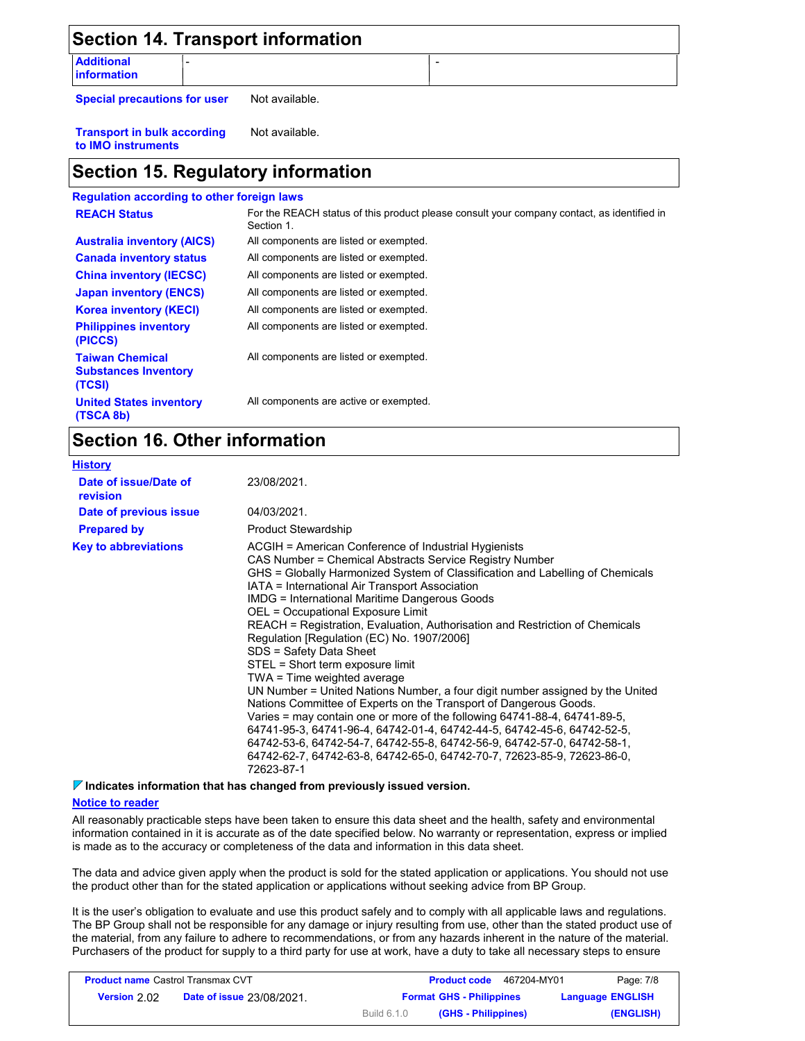## Section 14. Transport information

| Additional information | - | - |
|---|---|---|

**Special precautions for user** Not available.

**Transport in bulk according to IMO instruments** Not available.

## Section 15. Regulatory information

**Regulation according to other foreign laws**

| | |
|---|---|
| **REACH Status** | For the REACH status of this product please consult your company contact, as identified in Section 1. |
| **Australia inventory (AICS)** | All components are listed or exempted. |
| **Canada inventory status** | All components are listed or exempted. |
| **China inventory (IECSC)** | All components are listed or exempted. |
| **Japan inventory (ENCS)** | All components are listed or exempted. |
| **Korea inventory (KECI)** | All components are listed or exempted. |
| **Philippines inventory (PICCS)** | All components are listed or exempted. |
| **Taiwan Chemical Substances Inventory (TCSI)** | All components are listed or exempted. |
| **United States inventory (TSCA 8b)** | All components are active or exempted. |

## Section 16. Other information

**History**

| | |
|---|---|
| **Date of issue/Date of revision** | 23/08/2021. |
| **Date of previous issue** | 04/03/2021. |
| **Prepared by** | Product Stewardship |

**Key to abbreviations**

ACGIH = American Conference of Industrial Hygienists
CAS Number = Chemical Abstracts Service Registry Number
GHS = Globally Harmonized System of Classification and Labelling of Chemicals
IATA = International Air Transport Association
IMDG = International Maritime Dangerous Goods
OEL = Occupational Exposure Limit
REACH = Registration, Evaluation, Authorisation and Restriction of Chemicals Regulation [Regulation (EC) No. 1907/2006]
SDS = Safety Data Sheet
STEL = Short term exposure limit
TWA = Time weighted average
UN Number = United Nations Number, a four digit number assigned by the United Nations Committee of Experts on the Transport of Dangerous Goods.
Varies = may contain one or more of the following 64741-88-4, 64741-89-5, 64741-95-3, 64741-96-4, 64742-01-4, 64742-44-5, 64742-45-6, 64742-52-5, 64742-53-6, 64742-54-7, 64742-55-8, 64742-56-9, 64742-57-0, 64742-58-1, 64742-62-7, 64742-63-8, 64742-65-0, 64742-70-7, 72623-85-9, 72623-86-0, 72623-87-1

**Indicates information that has changed from previously issued version.**

**Notice to reader**

All reasonably practicable steps have been taken to ensure this data sheet and the health, safety and environmental information contained in it is accurate as of the date specified below. No warranty or representation, express or implied is made as to the accuracy or completeness of the data and information in this data sheet.

The data and advice given apply when the product is sold for the stated application or applications. You should not use the product other than for the stated application or applications without seeking advice from BP Group.

It is the user's obligation to evaluate and use this product safely and to comply with all applicable laws and regulations. The BP Group shall not be responsible for any damage or injury resulting from use, other than the stated product use of the material, from any failure to adhere to recommendations, or from any hazards inherent in the nature of the material. Purchasers of the product for supply to a third party for use at work, have a duty to take all necessary steps to ensure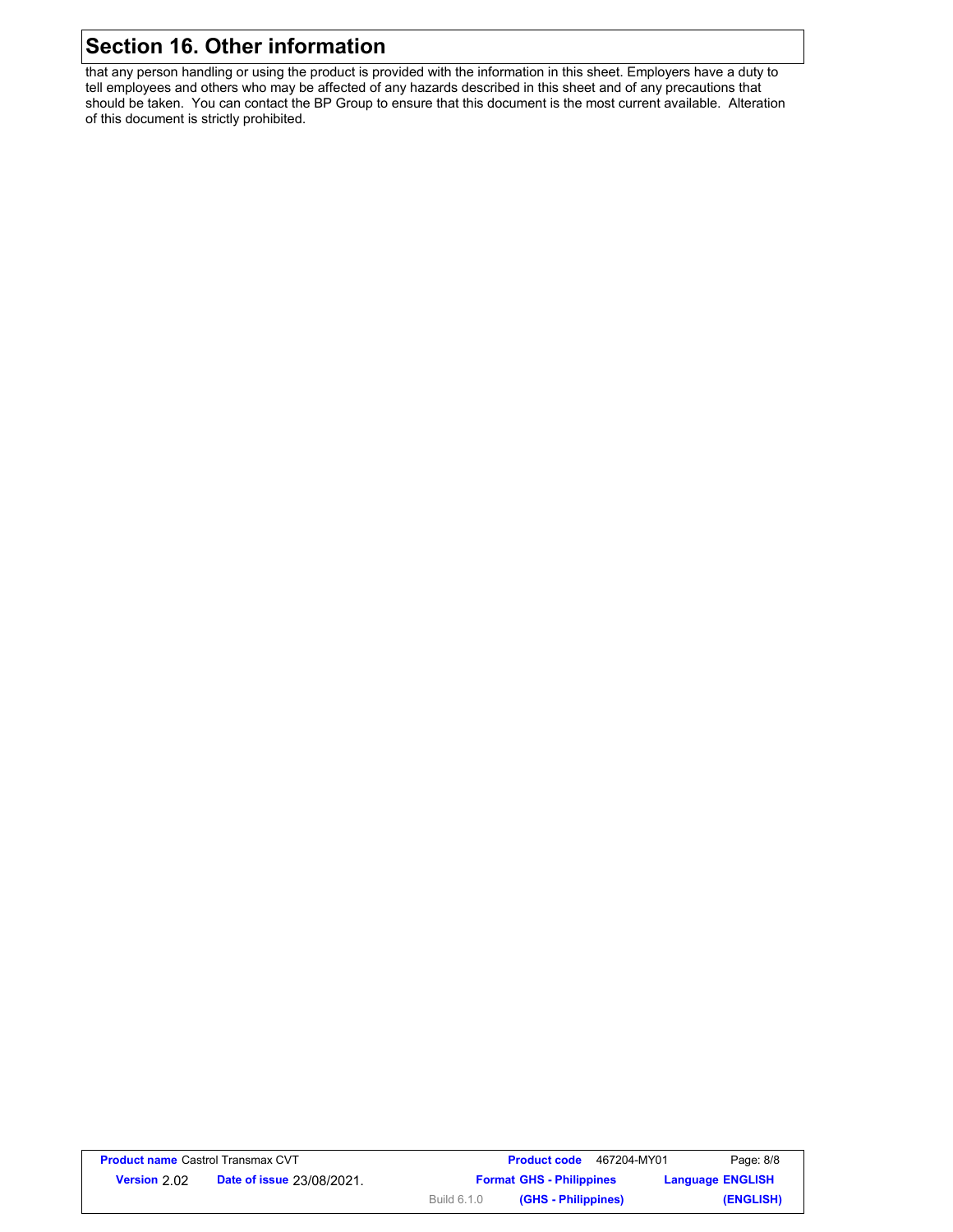## Section 16. Other information

that any person handling or using the product is provided with the information in this sheet. Employers have a duty to tell employees and others who may be affected of any hazards described in this sheet and of any precautions that should be taken. You can contact the BP Group to ensure that this document is the most current available. Alteration of this document is strictly prohibited.